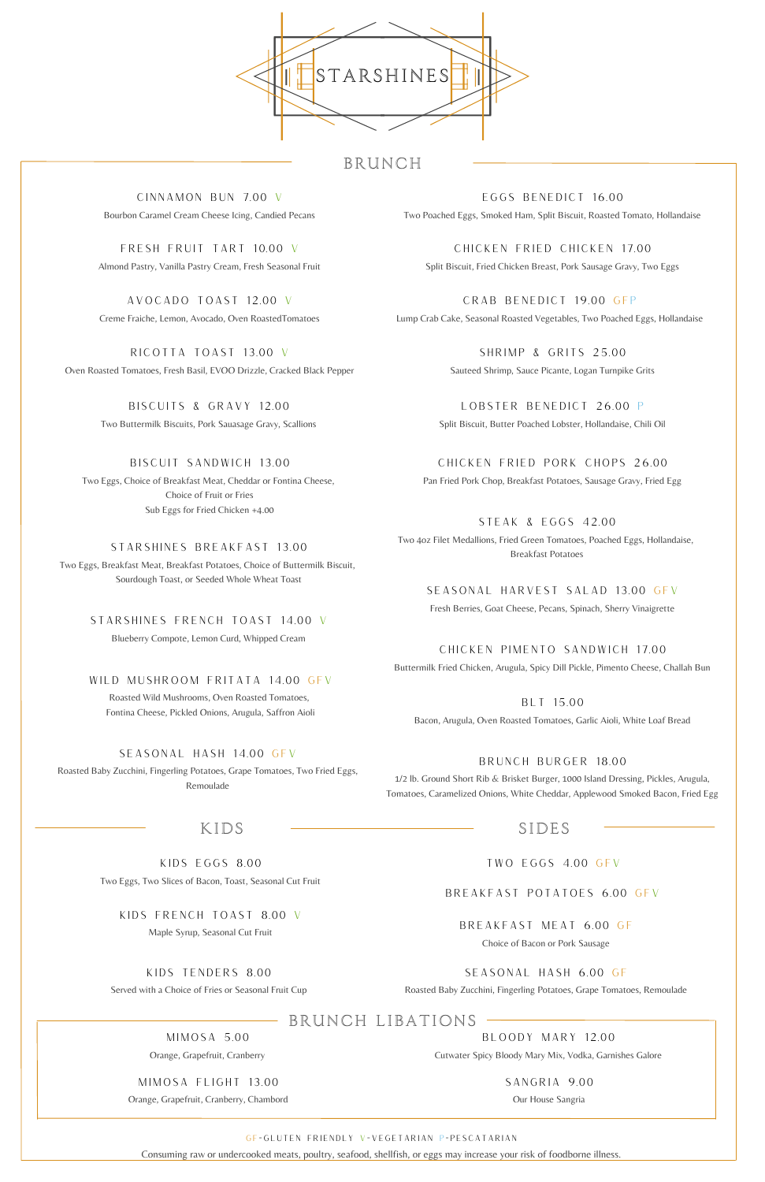# STARSHINES

## BRUNCH

**CINNAMON BUN 7.00 V**
Bourbon Caramel Cream Cheese Icing, Candied Pecans

**FRESH FRUIT TART 10.00 V**
Almond Pastry, Vanilla Pastry Cream, Fresh Seasonal Fruit

**AVOCADO TOAST 12.00 V**
Creme Fraiche, Lemon, Avocado, Oven RoastedTomatoes

**RICOTTA TOAST 13.00 V**
Oven Roasted Tomatoes, Fresh Basil, EVOO Drizzle, Cracked Black Pepper

**BISCUITS & GRAVY 12.00**
Two Buttermilk Biscuits, Pork Sausage Gravy, Scallions

**BISCUIT SANDWICH 13.00**
Two Eggs, Choice of Breakfast Meat, Cheddar or Fontina Cheese, Choice of Fruit or Fries
Sub Eggs for Fried Chicken +4.00

**STARSHINES BREAKFAST 13.00**
Two Eggs, Breakfast Meat, Breakfast Potatoes, Choice of Buttermilk Biscuit, Sourdough Toast, or Seeded Whole Wheat Toast

**STARSHINES FRENCH TOAST 14.00 V**
Blueberry Compote, Lemon Curd, Whipped Cream

**WILD MUSHROOM FRITATA 14.00 GFV**
Roasted Wild Mushrooms, Oven Roasted Tomatoes, Fontina Cheese, Pickled Onions, Arugula, Saffron Aioli

**SEASONAL HASH 14.00 GFV**
Roasted Baby Zucchini, Fingerling Potatoes, Grape Tomatoes, Two Fried Eggs, Remoulade

**EGGS BENEDICT 16.00**
Two Poached Eggs, Smoked Ham, Split Biscuit, Roasted Tomato, Hollandaise

**CHICKEN FRIED CHICKEN 17.00**
Split Biscuit, Fried Chicken Breast, Pork Sausage Gravy, Two Eggs

**CRAB BENEDICT 19.00 GFP**
Lump Crab Cake, Seasonal Roasted Vegetables, Two Poached Eggs, Hollandaise

**SHRIMP & GRITS 25.00**
Sauteed Shrimp, Sauce Picante, Logan Turnpike Grits

**LOBSTER BENEDICT 26.00 P**
Split Biscuit, Butter Poached Lobster, Hollandaise, Chili Oil

**CHICKEN FRIED PORK CHOPS 26.00**
Pan Fried Pork Chop, Breakfast Potatoes, Sausage Gravy, Fried Egg

**STEAK & EGGS 42.00**
Two 4oz Filet Medallions, Fried Green Tomatoes, Poached Eggs, Hollandaise, Breakfast Potatoes

**SEASONAL HARVEST SALAD 13.00 GFV**
Fresh Berries, Goat Cheese, Pecans, Spinach, Sherry Vinaigrette

**CHICKEN PIMENTO SANDWICH 17.00**
Buttermilk Fried Chicken, Arugula, Spicy Dill Pickle, Pimento Cheese, Challah Bun

**BLT 15.00**
Bacon, Arugula, Oven Roasted Tomatoes, Garlic Aioli, White Loaf Bread

**BRUNCH BURGER 18.00**
1/2 lb. Ground Short Rib & Brisket Burger, 1000 Island Dressing, Pickles, Arugula, Tomatoes, Caramelized Onions, White Cheddar, Applewood Smoked Bacon, Fried Egg

## KIDS

**KIDS EGGS 8.00**
Two Eggs, Two Slices of Bacon, Toast, Seasonal Cut Fruit

**KIDS FRENCH TOAST 8.00 V**
Maple Syrup, Seasonal Cut Fruit

**KIDS TENDERS 8.00**
Served with a Choice of Fries or Seasonal Fruit Cup

## SIDES

**TWO EGGS 4.00 GFV**

**BREAKFAST POTATOES 6.00 GFV**

**BREAKFAST MEAT 6.00 GF**
Choice of Bacon or Pork Sausage

**SEASONAL HASH 6.00 GF**
Roasted Baby Zucchini, Fingerling Potatoes, Grape Tomatoes, Remoulade

## BRUNCH LIBATIONS

**MIMOSA 5.00**
Orange, Grapefruit, Cranberry

**MIMOSA FLIGHT 13.00**
Orange, Grapefruit, Cranberry, Chambord

**BLOODY MARY 12.00**
Cutwater Spicy Bloody Mary Mix, Vodka, Garnishes Galore

**SANGRIA 9.00**
Our House Sangria

GF-GLUTEN FRIENDLY V-VEGETARIAN P-PESCATARIAN

Consuming raw or undercooked meats, poultry, seafood, shellfish, or eggs may increase your risk of foodborne illness.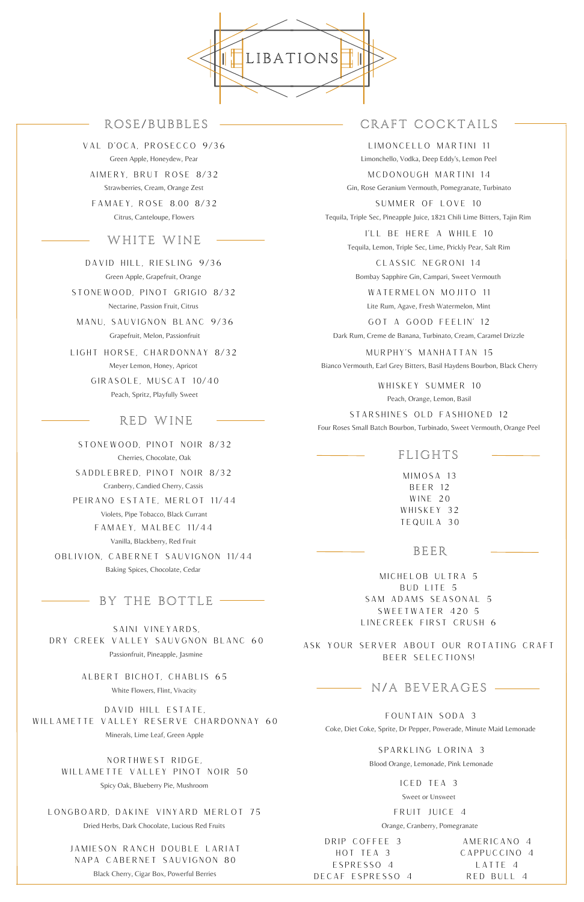# LIBATIONS

## ROSE/BUBBLES

VAL D'OCA, PROSECCO 9/36
Green Apple, Honeydew, Pear

AIMERY, BRUT ROSE 8/32
Strawberries, Cream, Orange Zest

FAMAEY, ROSE 8.00 8/32
Citrus, Canteloupe, Flowers

## WHITE WINE

DAVID HILL, RIESLING 9/36
Green Apple, Grapefruit, Orange

STONEWOOD, PINOT GRIGIO 8/32
Nectarine, Passion Fruit, Citrus

MANU, SAUVIGNON BLANC 9/36
Grapefruit, Melon, Passionfruit

LIGHT HORSE, CHARDONNAY 8/32
Meyer Lemon, Honey, Apricot

GIRASOLE, MUSCAT 10/40
Peach, Spritz, Playfully Sweet

## RED WINE

STONEWOOD, PINOT NOIR 8/32
Cherries, Chocolate, Oak

SADDLEBRED, PINOT NOIR 8/32
Cranberry, Candied Cherry, Cassis

PEIRANO ESTATE, MERLOT 11/44
Violets, Pipe Tobacco, Black Currant

FAMAEY, MALBEC 11/44
Vanilla, Blackberry, Red Fruit

OBLIVION, CABERNET SAUVIGNON 11/44
Baking Spices, Chocolate, Cedar

## BY THE BOTTLE

SAINI VINEYARDS,
DRY CREEK VALLEY SAUVGNON BLANC 60
Passionfruit, Pineapple, Jasmine

ALBERT BICHOT, CHABLIS 65
White Flowers, Flint, Vivacity

DAVID HILL ESTATE,
WILLAMETTE VALLEY RESERVE CHARDONNAY 60
Minerals, Lime Leaf, Green Apple

NORTHWEST RIDGE,
WILLAMETTE VALLEY PINOT NOIR 50
Spicy Oak, Blueberry Pie, Mushroom

LONGBOARD, DAKINE VINYARD MERLOT 75
Dried Herbs, Dark Chocolate, Lucious Red Fruits

JAMIESON RANCH DOUBLE LARIAT
NAPA CABERNET SAUVIGNON 80
Black Cherry, Cigar Box, Powerful Berries

## CRAFT COCKTAILS

LIMONCELLO MARTINI 11
Limonchello, Vodka, Deep Eddy's, Lemon Peel

MCDONOUGH MARTINI 14
Gin, Rose Geranium Vermouth, Pomegranate, Turbinato

SUMMER OF LOVE 10
Tequila, Triple Sec, Pineapple Juice, 1821 Chili Lime Bitters, Tajin Rim

I'LL BE HERE A WHILE 10
Tequila, Lemon, Triple Sec, Lime, Prickly Pear, Salt Rim

CLASSIC NEGRONI 14
Bombay Sapphire Gin, Campari, Sweet Vermouth

WATERMELON MOJITO 11
Lite Rum, Agave, Fresh Watermelon, Mint

GOT A GOOD FEELIN' 12
Dark Rum, Creme de Banana, Turbinato, Cream, Caramel Drizzle

MURPHY'S MANHATTAN 15
Bianco Vermouth, Earl Grey Bitters, Basil Haydens Bourbon, Black Cherry

WHISKEY SUMMER 10
Peach, Orange, Lemon, Basil

STARSHINES OLD FASHIONED 12
Four Roses Small Batch Bourbon, Turbinado, Sweet Vermouth, Orange Peel

## FLIGHTS

MIMOSA 13
BEER 12
WINE 20
WHISKEY 32
TEQUILA 30

## BEER

MICHELOB ULTRA 5
BUD LITE 5
SAM ADAMS SEASONAL 5
SWEETWATER 420 5
LINECREEK FIRST CRUSH 6

ASK YOUR SERVER ABOUT OUR ROTATING CRAFT BEER SELECTIONS!

## N/A BEVERAGES

FOUNTAIN SODA 3
Coke, Diet Coke, Sprite, Dr Pepper, Powerade, Minute Maid Lemonade

SPARKLING LORINA 3
Blood Orange, Lemonade, Pink Lemonade

ICED TEA 3
Sweet or Unsweet

FRUIT JUICE 4
Orange, Cranberry, Pomegranate

DRIP COFFEE 3
HOT TEA 3
ESPRESSO 4
DECAF ESPRESSO 4

AMERICANO 4
CAPPUCCINO 4
LATTE 4
RED BULL 4